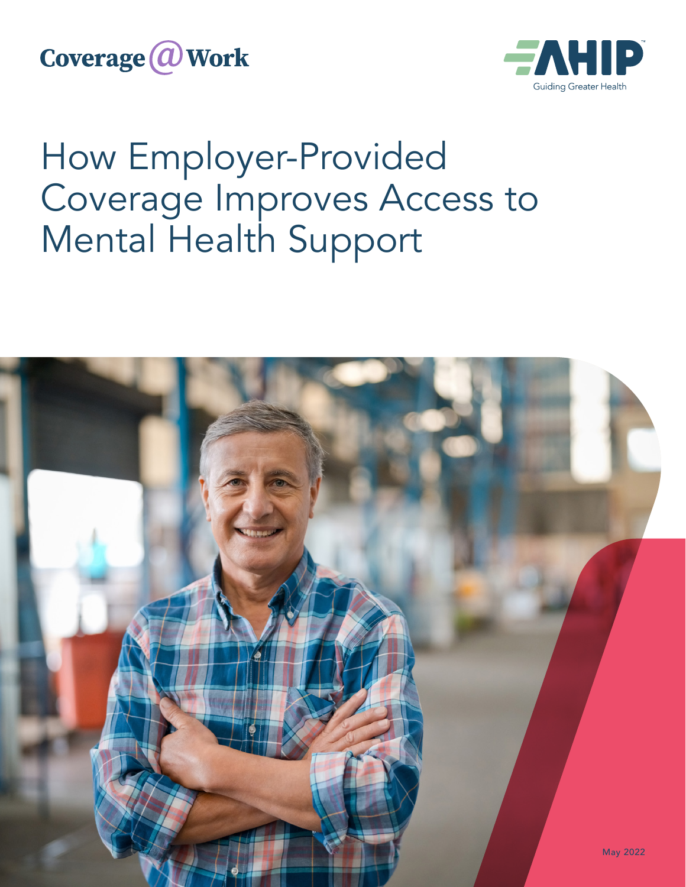Coverage@Work

AHIP Guiding Greater Health

# How Employer-Provided Coverage Improves Access to Mental Health Support

May 2022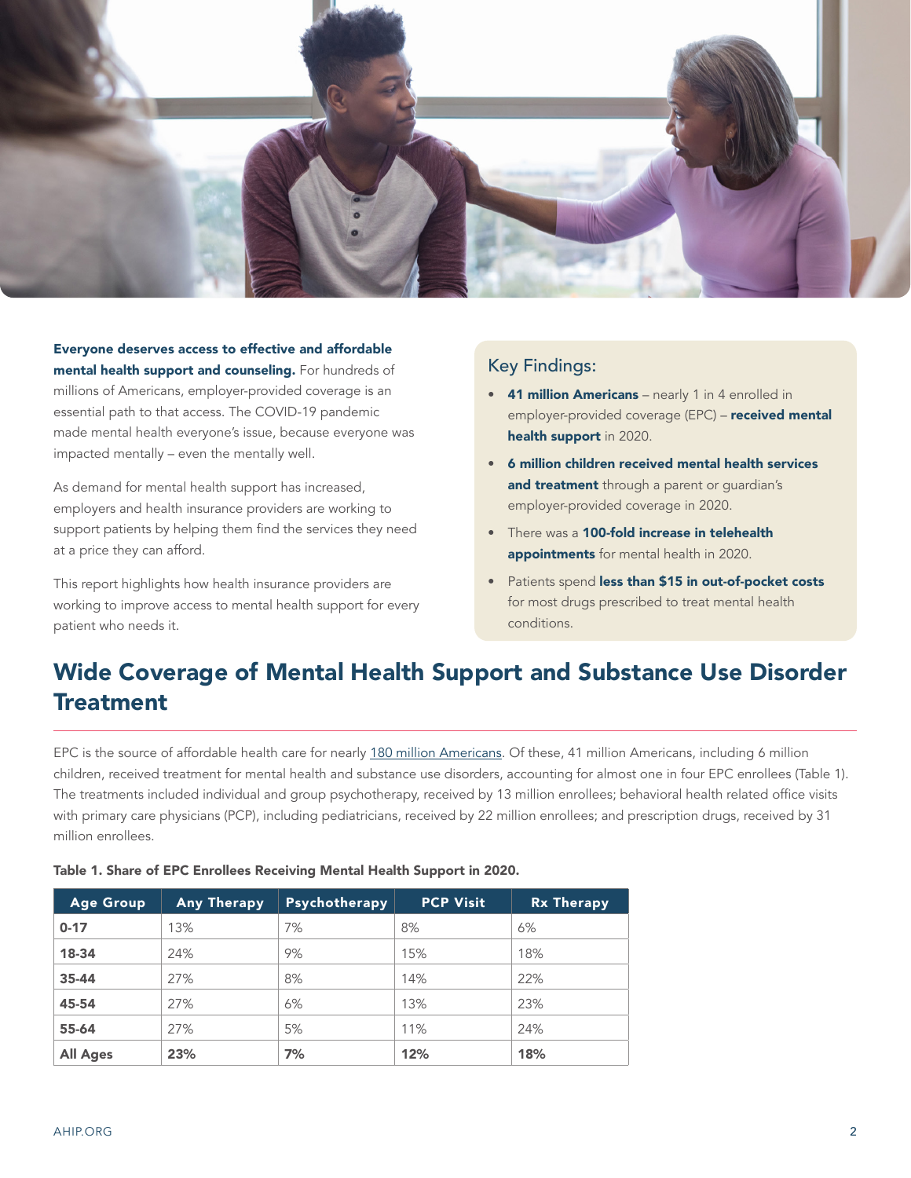**Everyone deserves access to effective and affordable mental health support and counseling.** For hundreds of millions of Americans, employer-provided coverage is an essential path to that access. The COVID-19 pandemic made mental health everyone's issue, because everyone was impacted mentally – even the mentally well.

As demand for mental health support has increased, employers and health insurance providers are working to support patients by helping them find the services they need at a price they can afford.

This report highlights how health insurance providers are working to improve access to mental health support for every patient who needs it.

### Key Findings:

- **41 million Americans** – nearly 1 in 4 enrolled in employer-provided coverage (EPC) – **received mental health support** in 2020.
- **6 million children received mental health services and treatment** through a parent or guardian's employer-provided coverage in 2020.
- There was a **100-fold increase in telehealth appointments** for mental health in 2020.
- Patients spend **less than $15 in out-of-pocket costs** for most drugs prescribed to treat mental health conditions.

## Wide Coverage of Mental Health Support and Substance Use Disorder Treatment

EPC is the source of affordable health care for nearly 180 million Americans. Of these, 41 million Americans, including 6 million children, received treatment for mental health and substance use disorders, accounting for almost one in four EPC enrollees (Table 1). The treatments included individual and group psychotherapy, received by 13 million enrollees; behavioral health related office visits with primary care physicians (PCP), including pediatricians, received by 22 million enrollees; and prescription drugs, received by 31 million enrollees.

**Table 1. Share of EPC Enrollees Receiving Mental Health Support in 2020.**

| Age Group | Any Therapy | Psychotherapy | PCP Visit | Rx Therapy |
| --- | --- | --- | --- | --- |
| **0-17** | 13% | 7% | 8% | 6% |
| **18-34** | 24% | 9% | 15% | 18% |
| **35-44** | 27% | 8% | 14% | 22% |
| **45-54** | 27% | 6% | 13% | 23% |
| **55-64** | 27% | 5% | 11% | 24% |
| **All Ages** | **23%** | **7%** | **12%** | **18%** |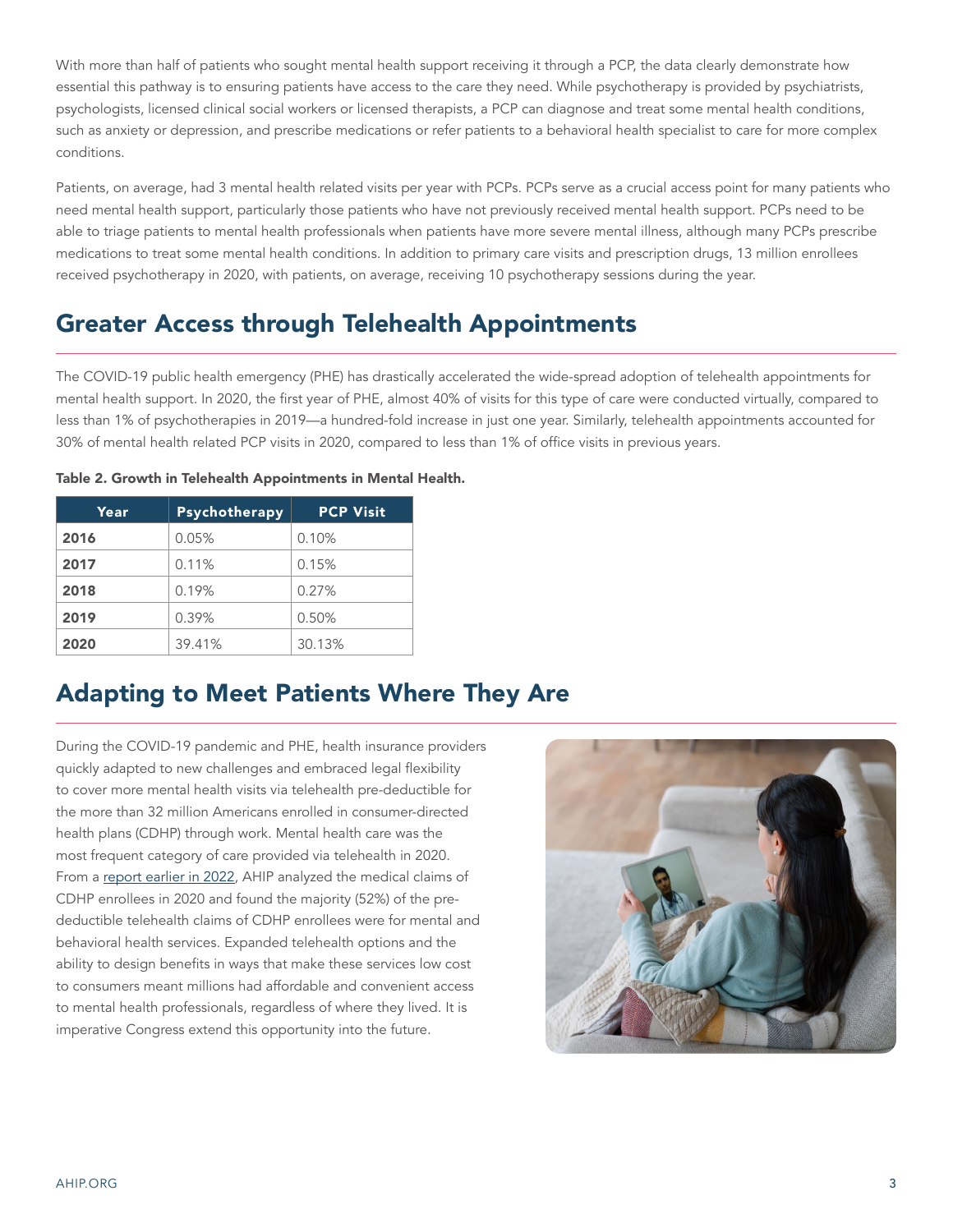With more than half of patients who sought mental health support receiving it through a PCP, the data clearly demonstrate how essential this pathway is to ensuring patients have access to the care they need. While psychotherapy is provided by psychiatrists, psychologists, licensed clinical social workers or licensed therapists, a PCP can diagnose and treat some mental health conditions, such as anxiety or depression, and prescribe medications or refer patients to a behavioral health specialist to care for more complex conditions.

Patients, on average, had 3 mental health related visits per year with PCPs. PCPs serve as a crucial access point for many patients who need mental health support, particularly those patients who have not previously received mental health support. PCPs need to be able to triage patients to mental health professionals when patients have more severe mental illness, although many PCPs prescribe medications to treat some mental health conditions. In addition to primary care visits and prescription drugs, 13 million enrollees received psychotherapy in 2020, with patients, on average, receiving 10 psychotherapy sessions during the year.

## Greater Access through Telehealth Appointments

The COVID-19 public health emergency (PHE) has drastically accelerated the wide-spread adoption of telehealth appointments for mental health support. In 2020, the first year of PHE, almost 40% of visits for this type of care were conducted virtually, compared to less than 1% of psychotherapies in 2019—a hundred-fold increase in just one year. Similarly, telehealth appointments accounted for 30% of mental health related PCP visits in 2020, compared to less than 1% of office visits in previous years.

**Table 2. Growth in Telehealth Appointments in Mental Health.**

| Year | Psychotherapy | PCP Visit |
|---|---|---|
| **2016** | 0.05% | 0.10% |
| **2017** | 0.11% | 0.15% |
| **2018** | 0.19% | 0.27% |
| **2019** | 0.39% | 0.50% |
| **2020** | 39.41% | 30.13% |

## Adapting to Meet Patients Where They Are

During the COVID-19 pandemic and PHE, health insurance providers quickly adapted to new challenges and embraced legal flexibility to cover more mental health visits via telehealth pre-deductible for the more than 32 million Americans enrolled in consumer-directed health plans (CDHP) through work. Mental health care was the most frequent category of care provided via telehealth in 2020. From a report earlier in 2022, AHIP analyzed the medical claims of CDHP enrollees in 2020 and found the majority (52%) of the pre-deductible telehealth claims of CDHP enrollees were for mental and behavioral health services. Expanded telehealth options and the ability to design benefits in ways that make these services low cost to consumers meant millions had affordable and convenient access to mental health professionals, regardless of where they lived. It is imperative Congress extend this opportunity into the future.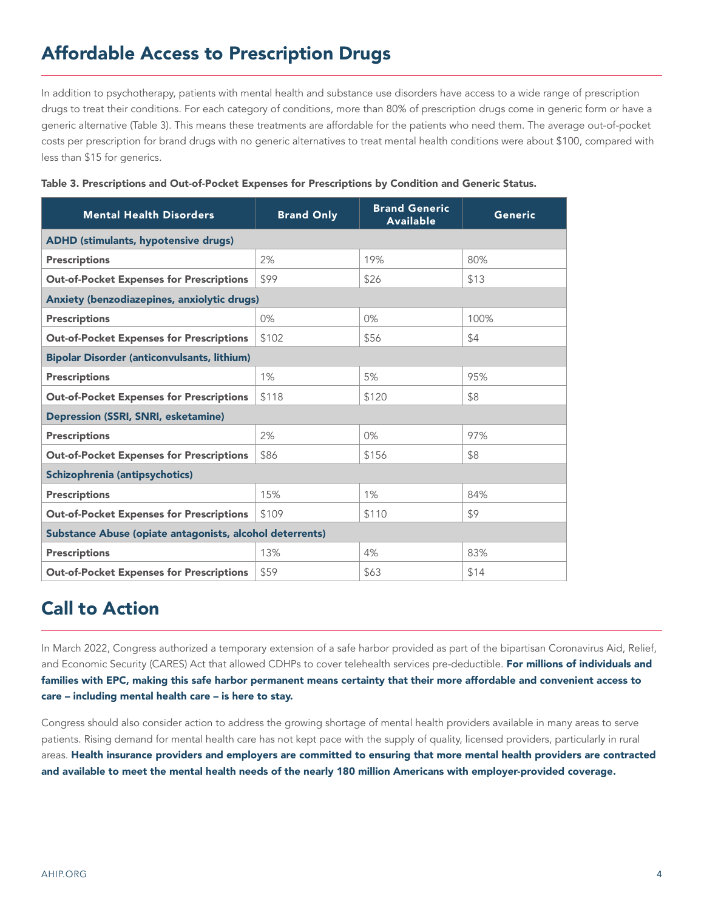## Affordable Access to Prescription Drugs

In addition to psychotherapy, patients with mental health and substance use disorders have access to a wide range of prescription drugs to treat their conditions. For each category of conditions, more than 80% of prescription drugs come in generic form or have a generic alternative (Table 3). This means these treatments are affordable for the patients who need them. The average out-of-pocket costs per prescription for brand drugs with no generic alternatives to treat mental health conditions were about $100, compared with less than $15 for generics.

**Table 3. Prescriptions and Out-of-Pocket Expenses for Prescriptions by Condition and Generic Status.**

| Mental Health Disorders | Brand Only | Brand Generic Available | Generic |
|---|---|---|---|
| **ADHD (stimulants, hypotensive drugs)** | | | |
| **Prescriptions** | 2% | 19% | 80% |
| **Out-of-Pocket Expenses for Prescriptions** | $99 | $26 | $13 |
| **Anxiety (benzodiazepines, anxiolytic drugs)** | | | |
| **Prescriptions** | 0% | 0% | 100% |
| **Out-of-Pocket Expenses for Prescriptions** | $102 | $56 | $4 |
| **Bipolar Disorder (anticonvulsants, lithium)** | | | |
| **Prescriptions** | 1% | 5% | 95% |
| **Out-of-Pocket Expenses for Prescriptions** | $118 | $120 | $8 |
| **Depression (SSRI, SNRI, esketamine)** | | | |
| **Prescriptions** | 2% | 0% | 97% |
| **Out-of-Pocket Expenses for Prescriptions** | $86 | $156 | $8 |
| **Schizophrenia (antipsychotics)** | | | |
| **Prescriptions** | 15% | 1% | 84% |
| **Out-of-Pocket Expenses for Prescriptions** | $109 | $110 | $9 |
| **Substance Abuse (opiate antagonists, alcohol deterrents)** | | | |
| **Prescriptions** | 13% | 4% | 83% |
| **Out-of-Pocket Expenses for Prescriptions** | $59 | $63 | $14 |

## Call to Action

In March 2022, Congress authorized a temporary extension of a safe harbor provided as part of the bipartisan Coronavirus Aid, Relief, and Economic Security (CARES) Act that allowed CDHPs to cover telehealth services pre-deductible. **For millions of individuals and families with EPC, making this safe harbor permanent means certainty that their more affordable and convenient access to care – including mental health care – is here to stay.**

Congress should also consider action to address the growing shortage of mental health providers available in many areas to serve patients. Rising demand for mental health care has not kept pace with the supply of quality, licensed providers, particularly in rural areas. **Health insurance providers and employers are committed to ensuring that more mental health providers are contracted and available to meet the mental health needs of the nearly 180 million Americans with employer-provided coverage.**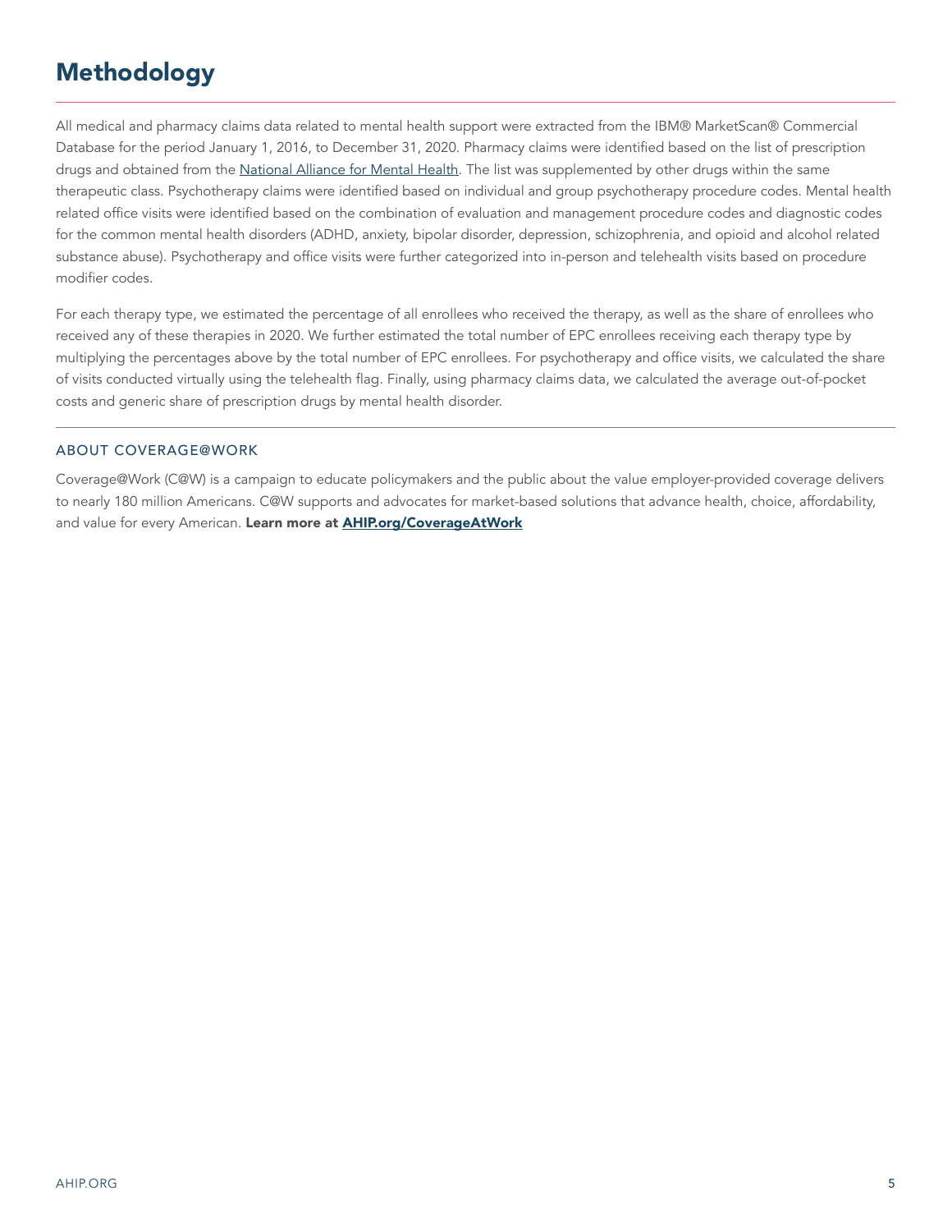# Methodology

All medical and pharmacy claims data related to mental health support were extracted from the IBM® MarketScan® Commercial Database for the period January 1, 2016, to December 31, 2020. Pharmacy claims were identified based on the list of prescription drugs and obtained from the [National Alliance for Mental Health](). The list was supplemented by other drugs within the same therapeutic class. Psychotherapy claims were identified based on individual and group psychotherapy procedure codes. Mental health related office visits were identified based on the combination of evaluation and management procedure codes and diagnostic codes for the common mental health disorders (ADHD, anxiety, bipolar disorder, depression, schizophrenia, and opioid and alcohol related substance abuse). Psychotherapy and office visits were further categorized into in-person and telehealth visits based on procedure modifier codes.

For each therapy type, we estimated the percentage of all enrollees who received the therapy, as well as the share of enrollees who received any of these therapies in 2020. We further estimated the total number of EPC enrollees receiving each therapy type by multiplying the percentages above by the total number of EPC enrollees. For psychotherapy and office visits, we calculated the share of visits conducted virtually using the telehealth flag. Finally, using pharmacy claims data, we calculated the average out-of-pocket costs and generic share of prescription drugs by mental health disorder.

## ABOUT COVERAGE@WORK

Coverage@Work (C@W) is a campaign to educate policymakers and the public about the value employer-provided coverage delivers to nearly 180 million Americans. C@W supports and advocates for market-based solutions that advance health, choice, affordability, and value for every American. **Learn more at AHIP.org/CoverageAtWork**